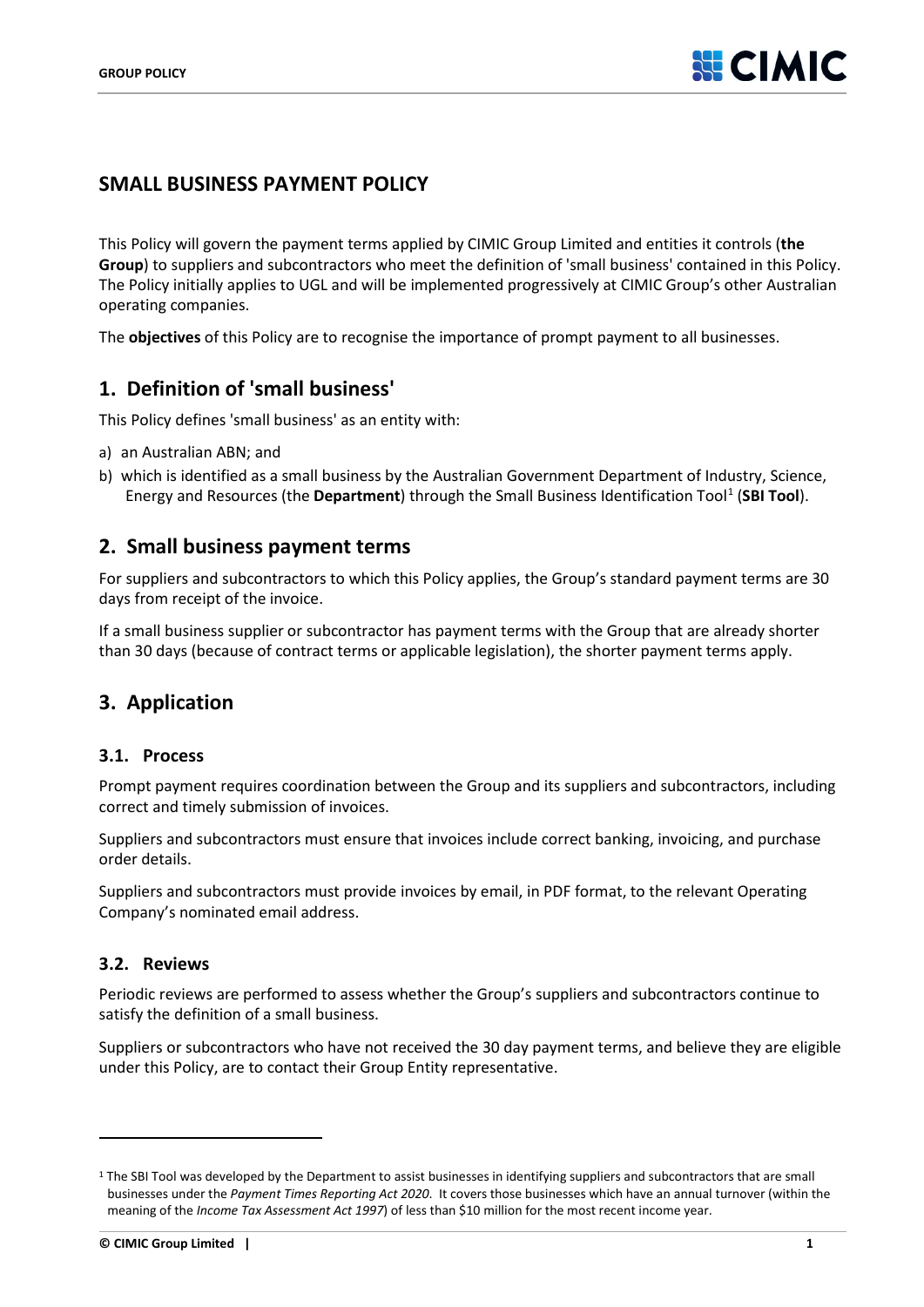# SMALL BUSINESS PAYMENT POLICY

This Policy will govern the payment terms applied by CIMIC Group Limited and entities it controls (**the Group**) to suppliers and subcontractors who meet the definition of 'small business' contained in this Policy. The Policy initially applies to UGL and will be implemented progressively at CIMIC Group's other Australian operating companies.

The **objectives** of this Policy are to recognise the importance of prompt payment to all businesses.

## 1. Definition of 'small business'

This Policy defines 'small business' as an entity with:

a) an Australian ABN; and
b) which is identified as a small business by the Australian Government Department of Industry, Science, Energy and Resources (the **Department**) through the Small Business Identification Tool[1] (**SBI Tool**).

## 2. Small business payment terms

For suppliers and subcontractors to which this Policy applies, the Group's standard payment terms are 30 days from receipt of the invoice.

If a small business supplier or subcontractor has payment terms with the Group that are already shorter than 30 days (because of contract terms or applicable legislation), the shorter payment terms apply.

## 3. Application

### 3.1. Process

Prompt payment requires coordination between the Group and its suppliers and subcontractors, including correct and timely submission of invoices.

Suppliers and subcontractors must ensure that invoices include correct banking, invoicing, and purchase order details.

Suppliers and subcontractors must provide invoices by email, in PDF format, to the relevant Operating Company's nominated email address.

### 3.2. Reviews

Periodic reviews are performed to assess whether the Group's suppliers and subcontractors continue to satisfy the definition of a small business.

Suppliers or subcontractors who have not received the 30 day payment terms, and believe they are eligible under this Policy, are to contact their Group Entity representative.

---

[1] The SBI Tool was developed by the Department to assist businesses in identifying suppliers and subcontractors that are small businesses under the *Payment Times Reporting Act 2020*. It covers those businesses which have an annual turnover (within the meaning of the *Income Tax Assessment Act 1997*) of less than $10 million for the most recent income year.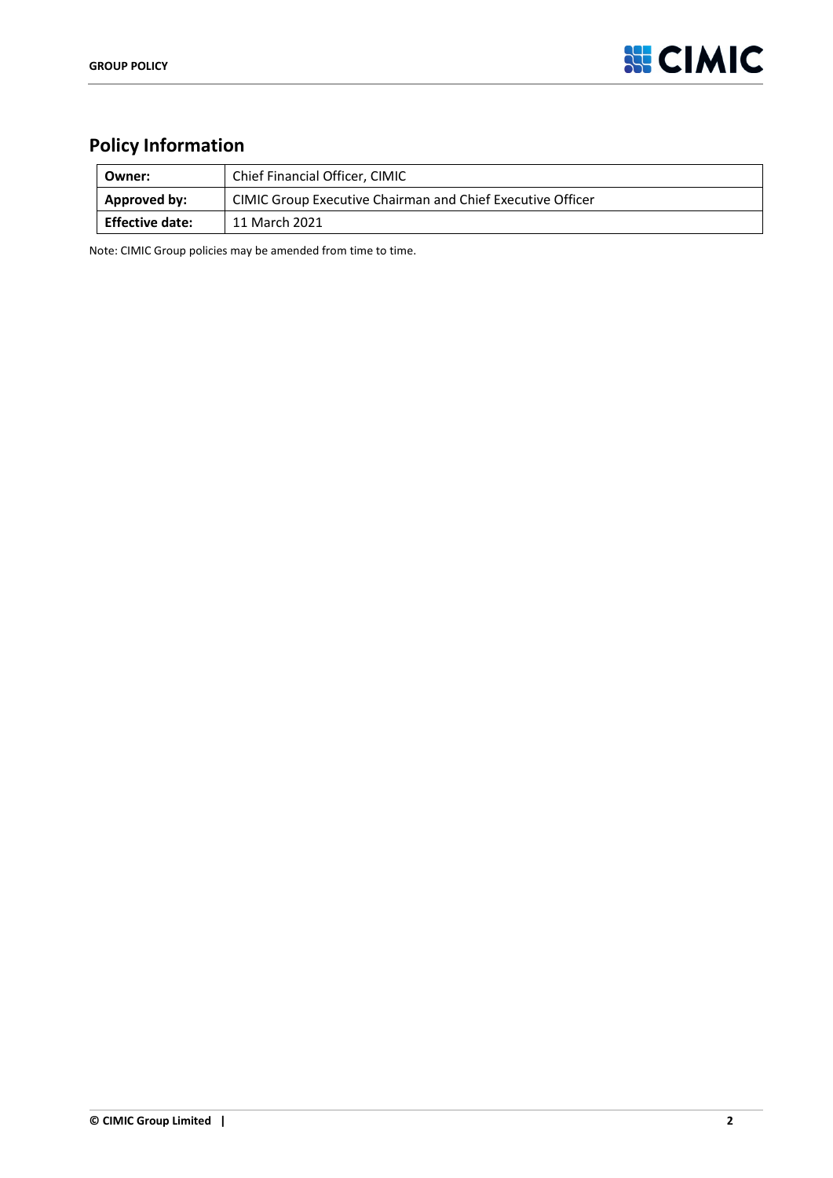## Policy Information

| | |
|---|---|
| **Owner:** | Chief Financial Officer, CIMIC |
| **Approved by:** | CIMIC Group Executive Chairman and Chief Executive Officer |
| **Effective date:** | 11 March 2021 |

Note: CIMIC Group policies may be amended from time to time.